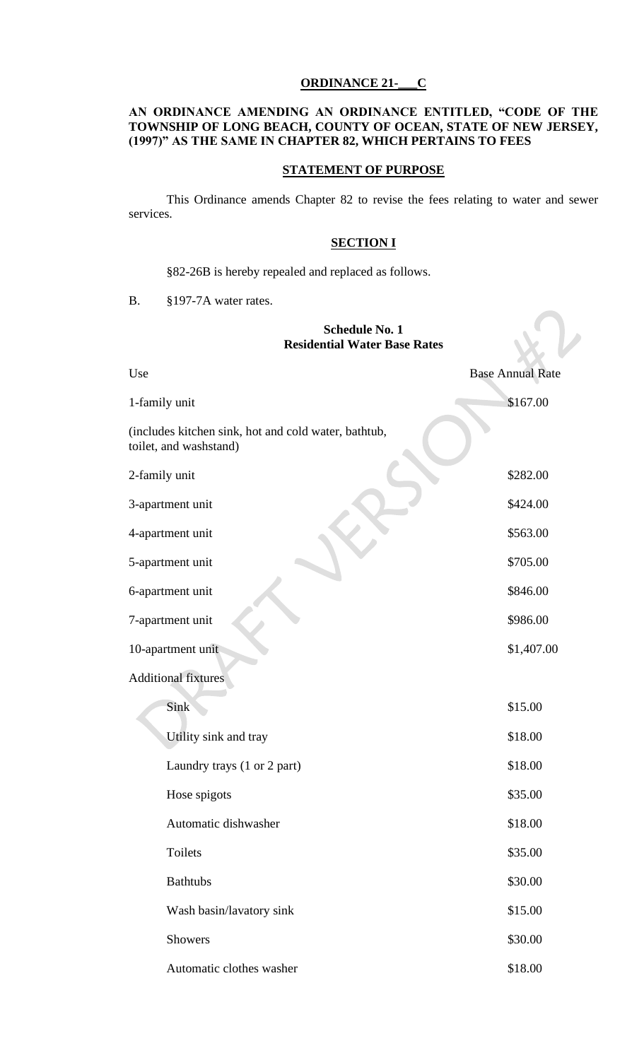**ORDINANCE 21-\_\_\_C**

**AN ORDINANCE AMENDING AN ORDINANCE ENTITLED, "CODE OF THE TOWNSHIP OF LONG BEACH, COUNTY OF OCEAN, STATE OF NEW JERSEY, (1997)" AS THE SAME IN CHAPTER 82, WHICH PERTAINS TO FEES**

**STATEMENT OF PURPOSE**

This Ordinance amends Chapter 82 to revise the fees relating to water and sewer services.

**SECTION I**

§82-26B is hereby repealed and replaced as follows.

B. §197-7A water rates.

**Schedule No. 1**
**Residential Water Base Rates**

| Use | Base Annual Rate |
|---|---|
| 1-family unit (includes kitchen sink, hot and cold water, bathtub, toilet, and washstand) | $167.00 |
| 2-family unit | $282.00 |
| 3-apartment unit | $424.00 |
| 4-apartment unit | $563.00 |
| 5-apartment unit | $705.00 |
| 6-apartment unit | $846.00 |
| 7-apartment unit | $986.00 |
| 10-apartment unit | $1,407.00 |
| Additional fixtures | |
| Sink | $15.00 |
| Utility sink and tray | $18.00 |
| Laundry trays (1 or 2 part) | $18.00 |
| Hose spigots | $35.00 |
| Automatic dishwasher | $18.00 |
| Toilets | $35.00 |
| Bathtubs | $30.00 |
| Wash basin/lavatory sink | $15.00 |
| Showers | $30.00 |
| Automatic clothes washer | $18.00 |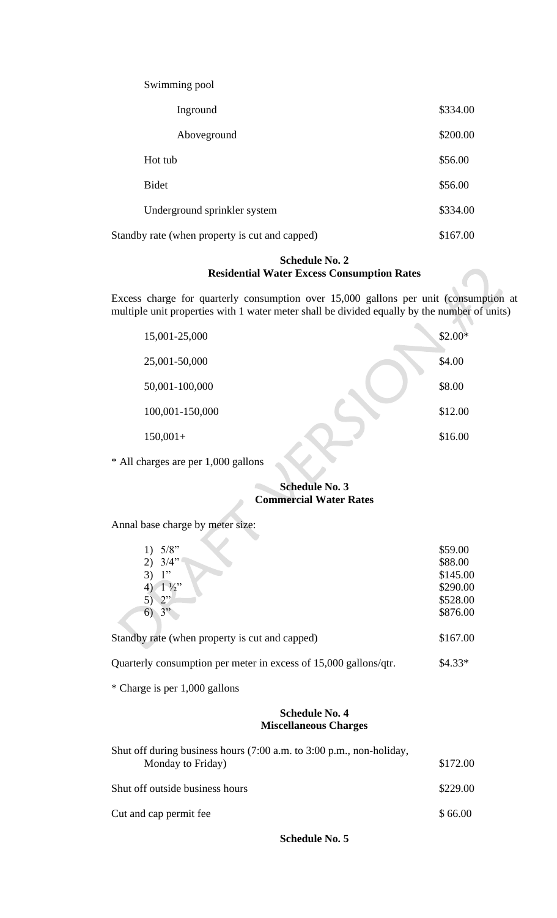Swimming pool

| | |
|---|---|
| Inground | $334.00 |
| Aboveground | $200.00 |
| Hot tub | $56.00 |
| Bidet | $56.00 |
| Underground sprinkler system | $334.00 |
| Standby rate (when property is cut and capped) | $167.00 |

**Schedule No. 2**
**Residential Water Excess Consumption Rates**

Excess charge for quarterly consumption over 15,000 gallons per unit (consumption at multiple unit properties with 1 water meter shall be divided equally by the number of units)

| | |
|---|---|
| 15,001-25,000 | $2.00* |
| 25,001-50,000 | $4.00 |
| 50,001-100,000 | $8.00 |
| 100,001-150,000 | $12.00 |
| 150,001+ | $16.00 |

* All charges are per 1,000 gallons

**Schedule No. 3**
**Commercial Water Rates**

Annal base charge by meter size:

| | |
|---|---|
| 1) 5/8" | $59.00 |
| 2) 3/4" | $88.00 |
| 3) 1" | $145.00 |
| 4) 1 ½" | $290.00 |
| 5) 2" | $528.00 |
| 6) 3" | $876.00 |

| | |
|---|---|
| Standby rate (when property is cut and capped) | $167.00 |
| Quarterly consumption per meter in excess of 15,000 gallons/qtr. | $4.33* |

* Charge is per 1,000 gallons

**Schedule No. 4**
**Miscellaneous Charges**

| | |
|---|---|
| Shut off during business hours (7:00 a.m. to 3:00 p.m., non-holiday, Monday to Friday) | $172.00 |
| Shut off outside business hours | $229.00 |
| Cut and cap permit fee | $ 66.00 |

**Schedule No. 5**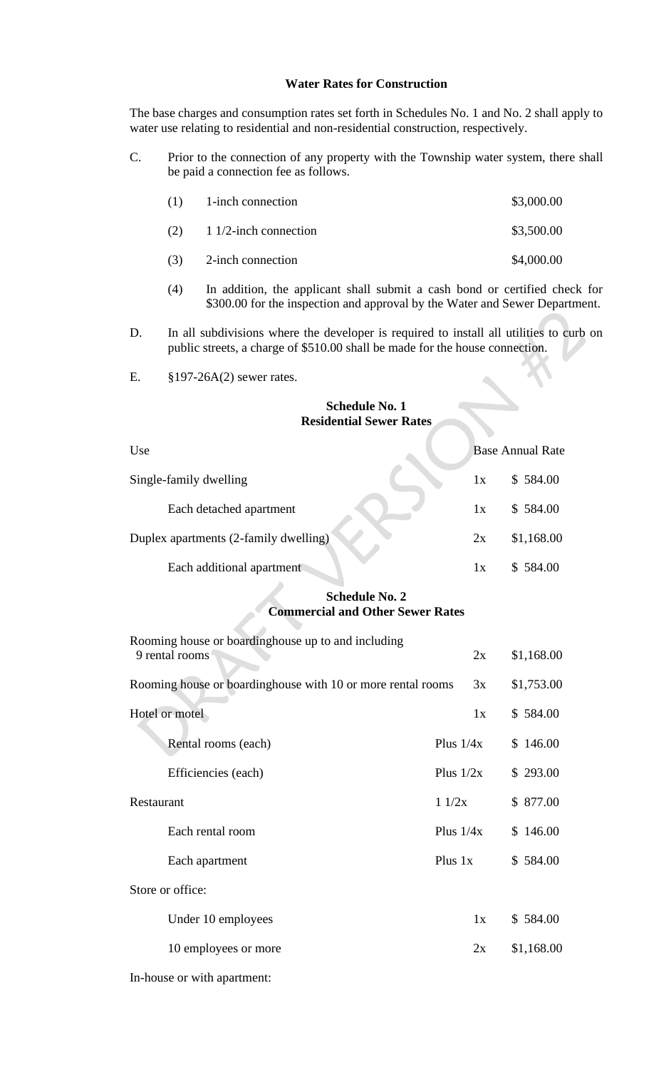**Water Rates for Construction**

The base charges and consumption rates set forth in Schedules No. 1 and No. 2 shall apply to water use relating to residential and non-residential construction, respectively.

C. Prior to the connection of any property with the Township water system, there shall be paid a connection fee as follows.

| | | |
|---|---|---|
| (1) | 1-inch connection | \$3,000.00 |
| (2) | 1 1/2-inch connection | \$3,500.00 |
| (3) | 2-inch connection | \$4,000.00 |

(4) In addition, the applicant shall submit a cash bond or certified check for \$300.00 for the inspection and approval by the Water and Sewer Department.

D. In all subdivisions where the developer is required to install all utilities to curb on public streets, a charge of \$510.00 shall be made for the house connection.

E. §197-26A(2) sewer rates.

**Schedule No. 1**
**Residential Sewer Rates**

| Use | | Base Annual Rate |
|---|---|---|
| Single-family dwelling | 1x | \$ 584.00 |
| Each detached apartment | 1x | \$ 584.00 |
| Duplex apartments (2-family dwelling) | 2x | \$1,168.00 |
| Each additional apartment | 1x | \$ 584.00 |

**Schedule No. 2**
**Commercial and Other Sewer Rates**

| | | |
|---|---|---|
| Rooming house or boardinghouse up to and including 9 rental rooms | 2x | \$1,168.00 |
| Rooming house or boardinghouse with 10 or more rental rooms | 3x | \$1,753.00 |
| Hotel or motel | 1x | \$ 584.00 |
| Rental rooms (each) | Plus 1/4x | \$ 146.00 |
| Efficiencies (each) | Plus 1/2x | \$ 293.00 |
| Restaurant | 1 1/2x | \$ 877.00 |
| Each rental room | Plus 1/4x | \$ 146.00 |
| Each apartment | Plus 1x | \$ 584.00 |
| Store or office: | | |
| Under 10 employees | 1x | \$ 584.00 |
| 10 employees or more | 2x | \$1,168.00 |
| In-house or with apartment: | | |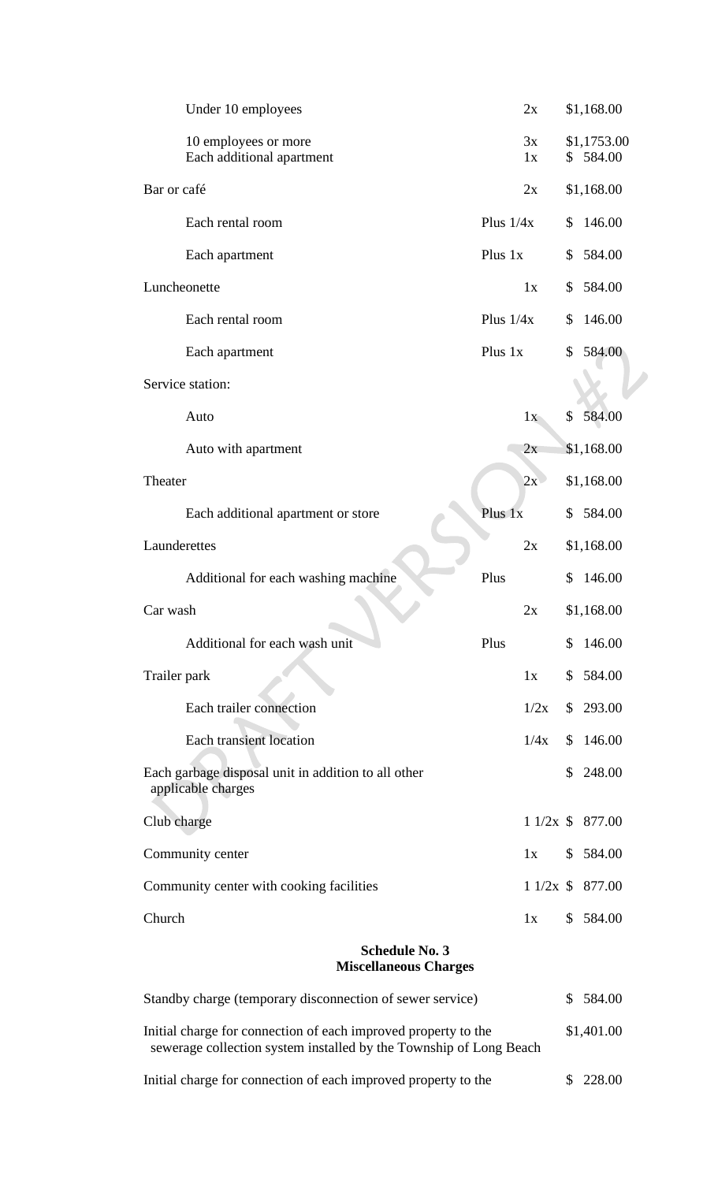| | | |
|---|---|---|
| Under 10 employees | 2x | $1,168.00 |
| 10 employees or more | 3x | $1,1753.00 |
| Each additional apartment | 1x | $ 584.00 |
| Bar or café | 2x | $1,168.00 |
| Each rental room | Plus 1/4x | $ 146.00 |
| Each apartment | Plus 1x | $ 584.00 |
| Luncheonette | 1x | $ 584.00 |
| Each rental room | Plus 1/4x | $ 146.00 |
| Each apartment | Plus 1x | $ 584.00 |
| Service station: | | |
| Auto | 1x | $ 584.00 |
| Auto with apartment | 2x | $1,168.00 |
| Theater | 2x | $1,168.00 |
| Each additional apartment or store | Plus 1x | $ 584.00 |
| Launderettes | 2x | $1,168.00 |
| Additional for each washing machine | Plus | $ 146.00 |
| Car wash | 2x | $1,168.00 |
| Additional for each wash unit | Plus | $ 146.00 |
| Trailer park | 1x | $ 584.00 |
| Each trailer connection | 1/2x | $ 293.00 |
| Each transient location | 1/4x | $ 146.00 |
| Each garbage disposal unit in addition to all other applicable charges | | $ 248.00 |
| Club charge | 1 1/2x | $ 877.00 |
| Community center | 1x | $ 584.00 |
| Community center with cooking facilities | 1 1/2x | $ 877.00 |
| Church | 1x | $ 584.00 |

**Schedule No. 3**
**Miscellaneous Charges**

| | |
|---|---|
| Standby charge (temporary disconnection of sewer service) | $ 584.00 |
| Initial charge for connection of each improved property to the sewerage collection system installed by the Township of Long Beach | $1,401.00 |
| Initial charge for connection of each improved property to the | $ 228.00 |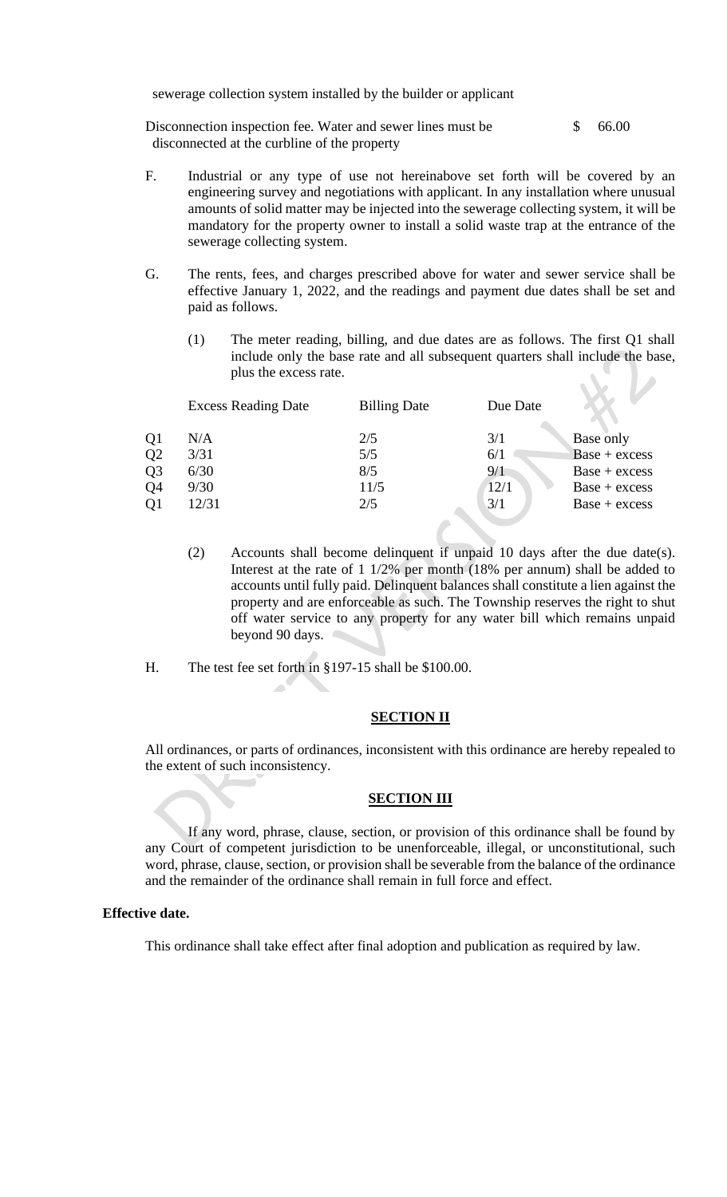sewerage collection system installed by the builder or applicant

| | |
|---|---|
| Disconnection inspection fee. Water and sewer lines must be disconnected at the curbline of the property | $ 66.00 |

F. Industrial or any type of use not hereinabove set forth will be covered by an engineering survey and negotiations with applicant. In any installation where unusual amounts of solid matter may be injected into the sewerage collecting system, it will be mandatory for the property owner to install a solid waste trap at the entrance of the sewerage collecting system.

G. The rents, fees, and charges prescribed above for water and sewer service shall be effective January 1, 2022, and the readings and payment due dates shall be set and paid as follows.

(1) The meter reading, billing, and due dates are as follows. The first Q1 shall include only the base rate and all subsequent quarters shall include the base, plus the excess rate.

| | Excess Reading Date | Billing Date | Due Date | |
|---|---|---|---|---|
| Q1 | N/A | 2/5 | 3/1 | Base only |
| Q2 | 3/31 | 5/5 | 6/1 | Base + excess |
| Q3 | 6/30 | 8/5 | 9/1 | Base + excess |
| Q4 | 9/30 | 11/5 | 12/1 | Base + excess |
| Q1 | 12/31 | 2/5 | 3/1 | Base + excess |

(2) Accounts shall become delinquent if unpaid 10 days after the due date(s). Interest at the rate of 1 1/2% per month (18% per annum) shall be added to accounts until fully paid. Delinquent balances shall constitute a lien against the property and are enforceable as such. The Township reserves the right to shut off water service to any property for any water bill which remains unpaid beyond 90 days.

H. The test fee set forth in §197-15 shall be $100.00.

## SECTION II

All ordinances, or parts of ordinances, inconsistent with this ordinance are hereby repealed to the extent of such inconsistency.

## SECTION III

If any word, phrase, clause, section, or provision of this ordinance shall be found by any Court of competent jurisdiction to be unenforceable, illegal, or unconstitutional, such word, phrase, clause, section, or provision shall be severable from the balance of the ordinance and the remainder of the ordinance shall remain in full force and effect.

**Effective date.**

This ordinance shall take effect after final adoption and publication as required by law.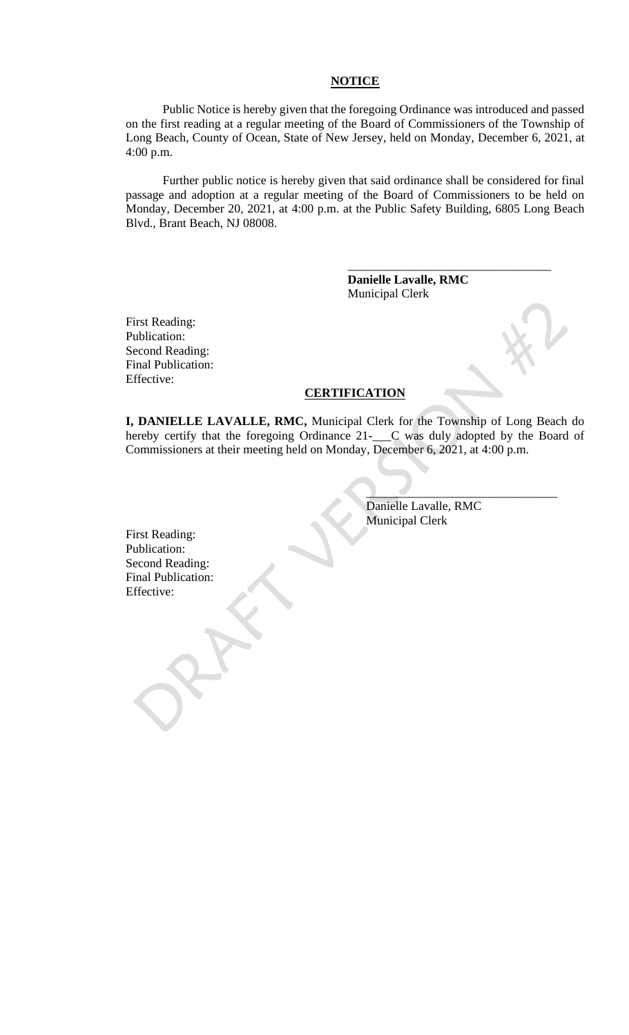**NOTICE**

Public Notice is hereby given that the foregoing Ordinance was introduced and passed on the first reading at a regular meeting of the Board of Commissioners of the Township of Long Beach, County of Ocean, State of New Jersey, held on Monday, December 6, 2021, at 4:00 p.m.

Further public notice is hereby given that said ordinance shall be considered for final passage and adoption at a regular meeting of the Board of Commissioners to be held on Monday, December 20, 2021, at 4:00 p.m. at the Public Safety Building, 6805 Long Beach Blvd., Brant Beach, NJ 08008.

\_\_\_\_\_\_\_\_\_\_\_\_\_\_\_\_\_\_\_\_\_\_\_\_\_\_\_\_\_\_\_\_\_\_\_
**Danielle Lavalle, RMC**
Municipal Clerk

First Reading:
Publication:
Second Reading:
Final Publication:
Effective:

**CERTIFICATION**

**I, DANIELLE LAVALLE, RMC,** Municipal Clerk for the Township of Long Beach do hereby certify that the foregoing Ordinance 21-\_\_\_C was duly adopted by the Board of Commissioners at their meeting held on Monday, December 6, 2021, at 4:00 p.m.

\_\_\_\_\_\_\_\_\_\_\_\_\_\_\_\_\_\_\_\_\_\_\_\_\_\_\_\_\_\_\_\_\_\_\_
Danielle Lavalle, RMC
Municipal Clerk

First Reading:
Publication:
Second Reading:
Final Publication:
Effective:

DRAFT VERSION #2